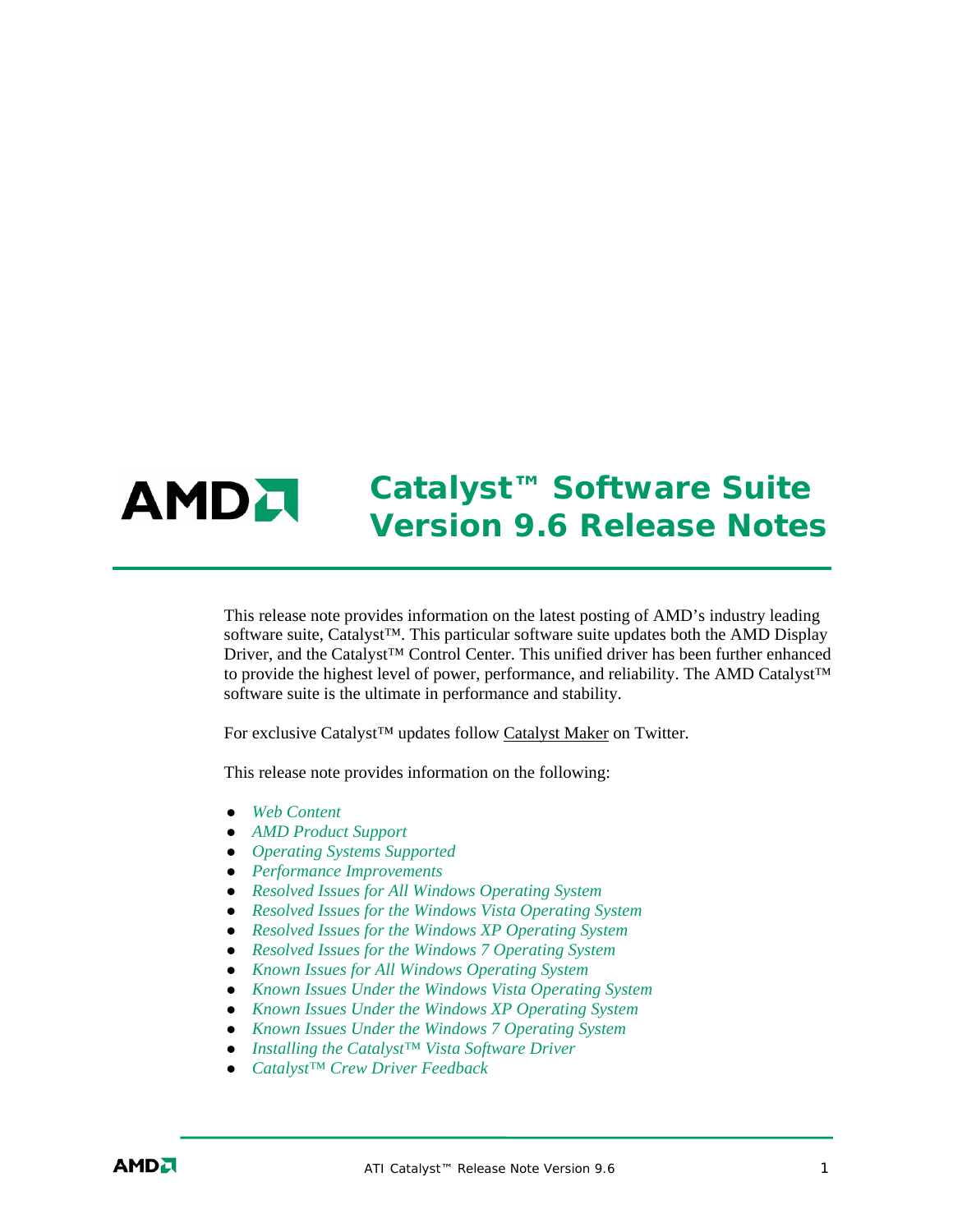# Catalyst™ Software Suite Version 9.6 Release Notes

This release note provides information on the latest posting of AMD's industry leading software suite, Catalyst™. This particular software suite updates both the AMD Display Driver, and the Catalyst™ Control Center. This unified driver has been further enhanced to provide the highest level of power, performance, and reliability. The AMD Catalyst™ software suite is the ultimate in performance and stability.

For exclusive Catalyst™ updates follow Catalyst Maker on Twitter.

This release note provides information on the following:

- *Web Content*
- *AMD Product Support*
- *Operating Systems Supported*
- *Performance Improvements*
- *Resolved Issues for All Windows Operating System*
- *Resolved Issues for the Windows Vista Operating System*
- *Resolved Issues for the Windows XP Operating System*
- *Resolved Issues for the Windows 7 Operating System*
- *Known Issues for All Windows Operating System*
- *Known Issues Under the Windows Vista Operating System*
- *Known Issues Under the Windows XP Operating System*
- *Known Issues Under the Windows 7 Operating System*
- *Installing the Catalyst™ Vista Software Driver*
- *Catalyst™ Crew Driver Feedback*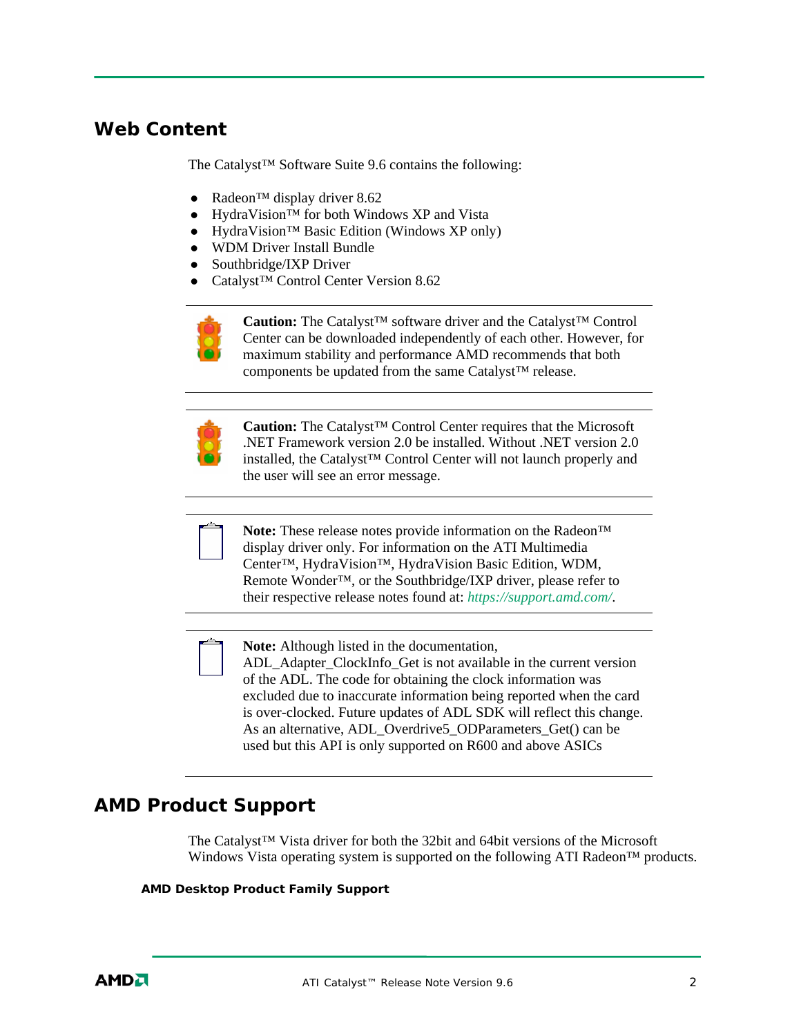## Web Content

The Catalyst™ Software Suite 9.6 contains the following:

- Radeon™ display driver 8.62
- HydraVision™ for both Windows XP and Vista
- HydraVision™ Basic Edition (Windows XP only)
- WDM Driver Install Bundle
- Southbridge/IXP Driver
- Catalyst™ Control Center Version 8.62

---

**Caution:** The Catalyst™ software driver and the Catalyst™ Control Center can be downloaded independently of each other. However, for maximum stability and performance AMD recommends that both components be updated from the same Catalyst™ release.

---

**Caution:** The Catalyst™ Control Center requires that the Microsoft .NET Framework version 2.0 be installed. Without .NET version 2.0 installed, the Catalyst™ Control Center will not launch properly and the user will see an error message.

---

**Note:** These release notes provide information on the Radeon™ display driver only. For information on the ATI Multimedia Center™, HydraVision™, HydraVision Basic Edition, WDM, Remote Wonder™, or the Southbridge/IXP driver, please refer to their respective release notes found at: *https://support.amd.com/*.

---

**Note:** Although listed in the documentation, ADL_Adapter_ClockInfo_Get is not available in the current version of the ADL. The code for obtaining the clock information was excluded due to inaccurate information being reported when the card is over-clocked. Future updates of ADL SDK will reflect this change. As an alternative, ADL_Overdrive5_ODParameters_Get() can be used but this API is only supported on R600 and above ASICs

---

## AMD Product Support

The Catalyst™ Vista driver for both the 32bit and 64bit versions of the Microsoft Windows Vista operating system is supported on the following ATI Radeon™ products.

#### AMD Desktop Product Family Support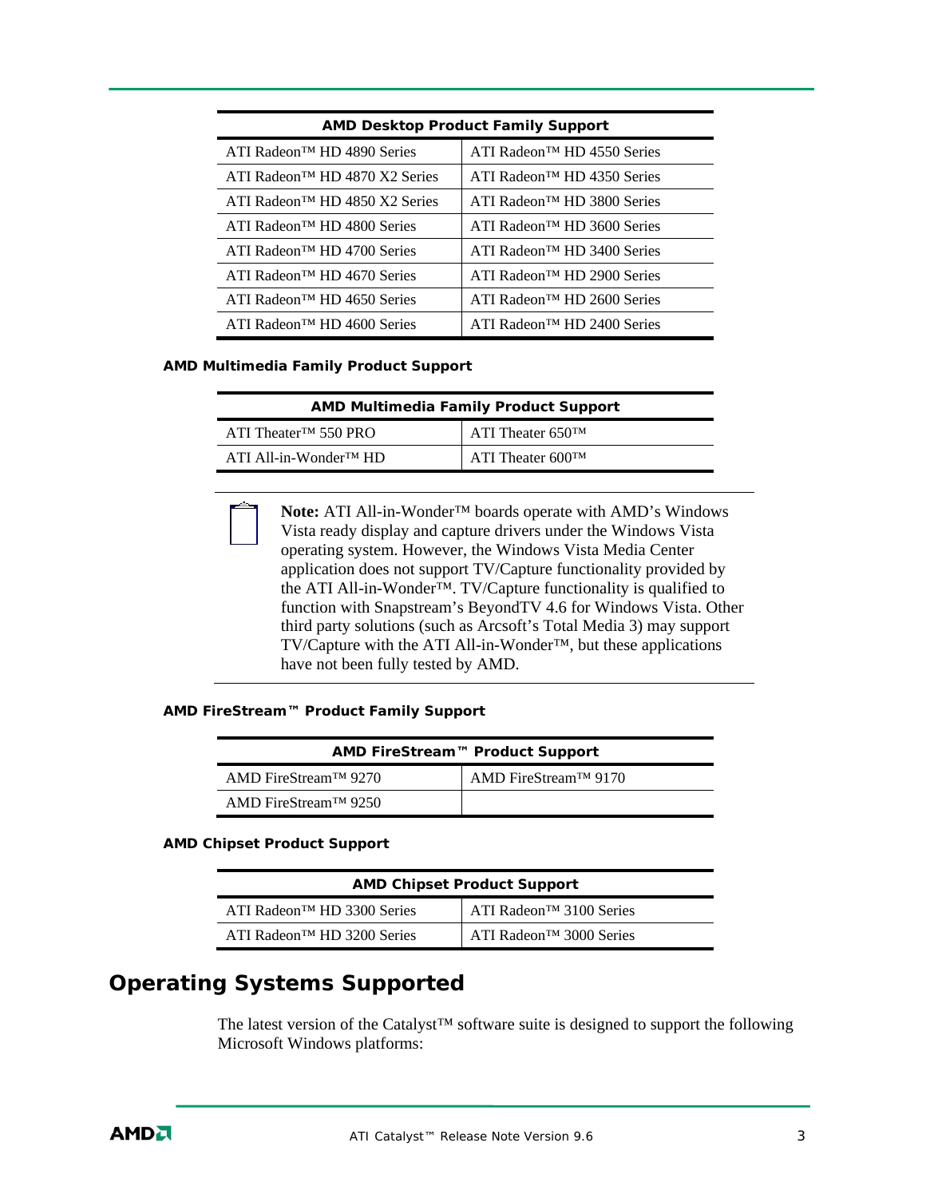| AMD Desktop Product Family Support | |
|---|---|
| ATI Radeon™ HD 4890 Series | ATI Radeon™ HD 4550 Series |
| ATI Radeon™ HD 4870 X2 Series | ATI Radeon™ HD 4350 Series |
| ATI Radeon™ HD 4850 X2 Series | ATI Radeon™ HD 3800 Series |
| ATI Radeon™ HD 4800 Series | ATI Radeon™ HD 3600 Series |
| ATI Radeon™ HD 4700 Series | ATI Radeon™ HD 3400 Series |
| ATI Radeon™ HD 4670 Series | ATI Radeon™ HD 2900 Series |
| ATI Radeon™ HD 4650 Series | ATI Radeon™ HD 2600 Series |
| ATI Radeon™ HD 4600 Series | ATI Radeon™ HD 2400 Series |

#### AMD Multimedia Family Product Support

| AMD Multimedia Family Product Support | |
|---|---|
| ATI Theater™ 550 PRO | ATI Theater 650™ |
| ATI All-in-Wonder™ HD | ATI Theater 600™ |

> **Note:** ATI All-in-Wonder™ boards operate with AMD's Windows Vista ready display and capture drivers under the Windows Vista operating system. However, the Windows Vista Media Center application does not support TV/Capture functionality provided by the ATI All-in-Wonder™. TV/Capture functionality is qualified to function with Snapstream's BeyondTV 4.6 for Windows Vista. Other third party solutions (such as Arcsoft's Total Media 3) may support TV/Capture with the ATI All-in-Wonder™, but these applications have not been fully tested by AMD.

#### AMD FireStream™ Product Family Support

| AMD FireStream™ Product Support | |
|---|---|
| AMD FireStream™ 9270 | AMD FireStream™ 9170 |
| AMD FireStream™ 9250 | |

#### AMD Chipset Product Support

| AMD Chipset Product Support | |
|---|---|
| ATI Radeon™ HD 3300 Series | ATI Radeon™ 3100 Series |
| ATI Radeon™ HD 3200 Series | ATI Radeon™ 3000 Series |

## Operating Systems Supported

The latest version of the Catalyst™ software suite is designed to support the following Microsoft Windows platforms: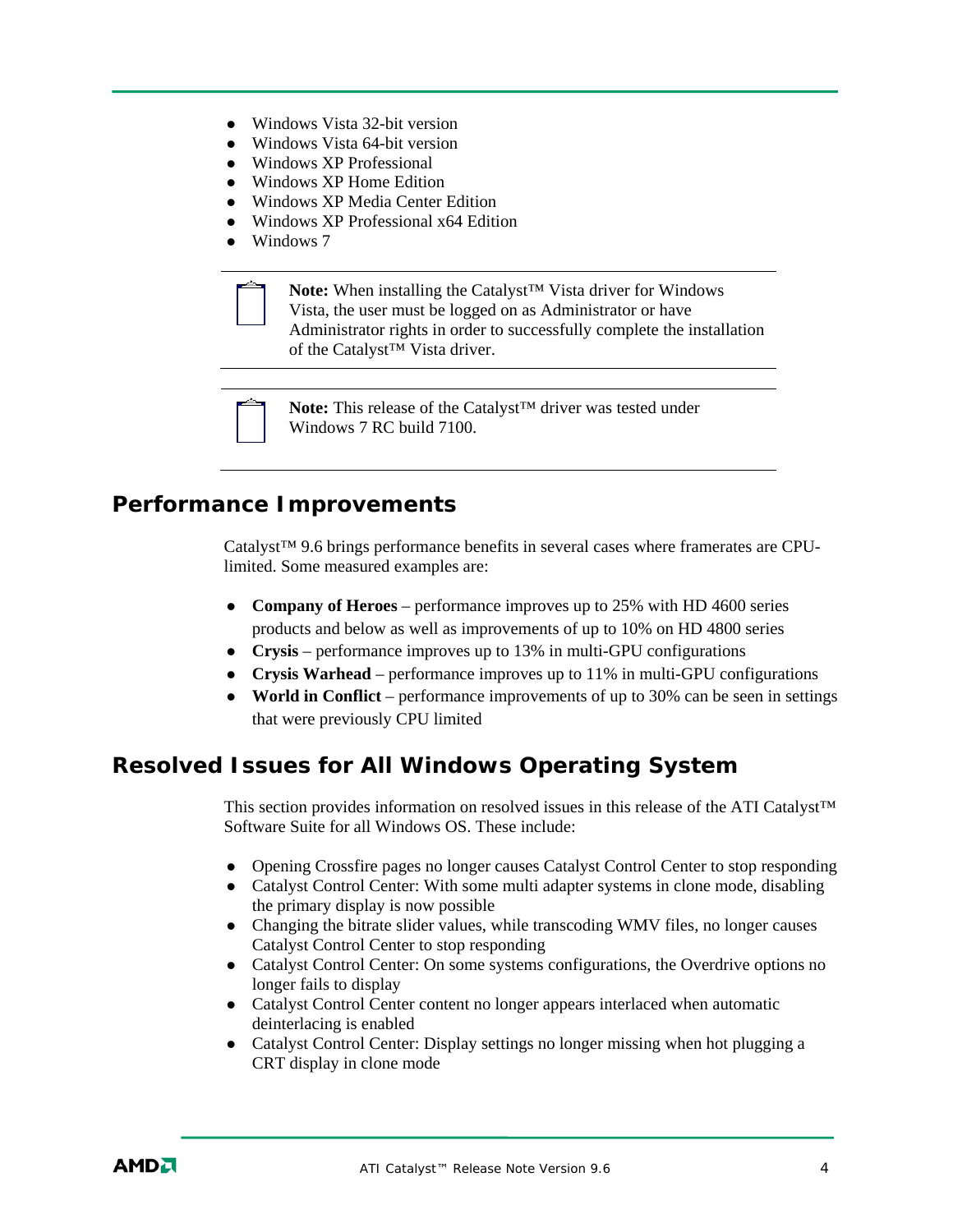- Windows Vista 32-bit version
- Windows Vista 64-bit version
- Windows XP Professional
- Windows XP Home Edition
- Windows XP Media Center Edition
- Windows XP Professional x64 Edition
- Windows 7

**Note:** When installing the Catalyst™ Vista driver for Windows Vista, the user must be logged on as Administrator or have Administrator rights in order to successfully complete the installation of the Catalyst™ Vista driver.

**Note:** This release of the Catalyst™ driver was tested under Windows 7 RC build 7100.

## Performance Improvements

Catalyst™ 9.6 brings performance benefits in several cases where framerates are CPU-limited. Some measured examples are:

- **Company of Heroes** – performance improves up to 25% with HD 4600 series products and below as well as improvements of up to 10% on HD 4800 series
- **Crysis** – performance improves up to 13% in multi-GPU configurations
- **Crysis Warhead** – performance improves up to 11% in multi-GPU configurations
- **World in Conflict** – performance improvements of up to 30% can be seen in settings that were previously CPU limited

## Resolved Issues for All Windows Operating System

This section provides information on resolved issues in this release of the ATI Catalyst™ Software Suite for all Windows OS. These include:

- Opening Crossfire pages no longer causes Catalyst Control Center to stop responding
- Catalyst Control Center: With some multi adapter systems in clone mode, disabling the primary display is now possible
- Changing the bitrate slider values, while transcoding WMV files, no longer causes Catalyst Control Center to stop responding
- Catalyst Control Center: On some systems configurations, the Overdrive options no longer fails to display
- Catalyst Control Center content no longer appears interlaced when automatic deinterlacing is enabled
- Catalyst Control Center: Display settings no longer missing when hot plugging a CRT display in clone mode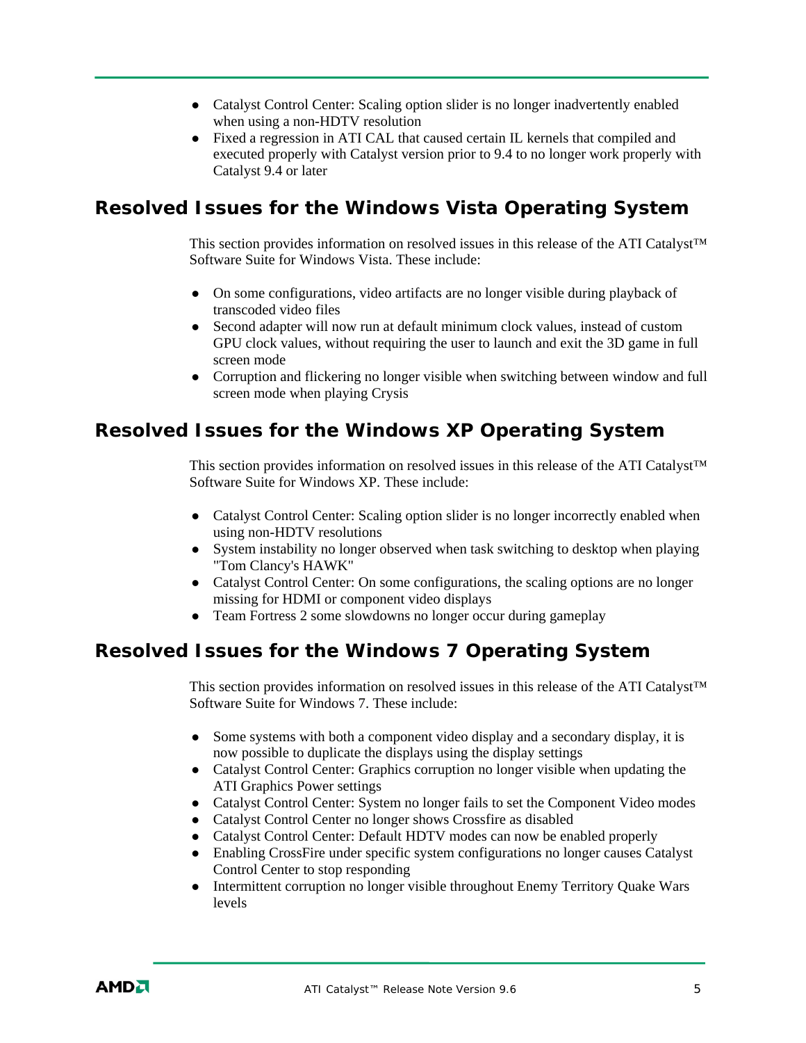- Catalyst Control Center: Scaling option slider is no longer inadvertently enabled when using a non-HDTV resolution
- Fixed a regression in ATI CAL that caused certain IL kernels that compiled and executed properly with Catalyst version prior to 9.4 to no longer work properly with Catalyst 9.4 or later

## Resolved Issues for the Windows Vista Operating System

This section provides information on resolved issues in this release of the ATI Catalyst™ Software Suite for Windows Vista. These include:

- On some configurations, video artifacts are no longer visible during playback of transcoded video files
- Second adapter will now run at default minimum clock values, instead of custom GPU clock values, without requiring the user to launch and exit the 3D game in full screen mode
- Corruption and flickering no longer visible when switching between window and full screen mode when playing Crysis

## Resolved Issues for the Windows XP Operating System

This section provides information on resolved issues in this release of the ATI Catalyst™ Software Suite for Windows XP. These include:

- Catalyst Control Center: Scaling option slider is no longer incorrectly enabled when using non-HDTV resolutions
- System instability no longer observed when task switching to desktop when playing "Tom Clancy's HAWK"
- Catalyst Control Center: On some configurations, the scaling options are no longer missing for HDMI or component video displays
- Team Fortress 2 some slowdowns no longer occur during gameplay

## Resolved Issues for the Windows 7 Operating System

This section provides information on resolved issues in this release of the ATI Catalyst™ Software Suite for Windows 7. These include:

- Some systems with both a component video display and a secondary display, it is now possible to duplicate the displays using the display settings
- Catalyst Control Center: Graphics corruption no longer visible when updating the ATI Graphics Power settings
- Catalyst Control Center: System no longer fails to set the Component Video modes
- Catalyst Control Center no longer shows Crossfire as disabled
- Catalyst Control Center: Default HDTV modes can now be enabled properly
- Enabling CrossFire under specific system configurations no longer causes Catalyst Control Center to stop responding
- Intermittent corruption no longer visible throughout Enemy Territory Quake Wars levels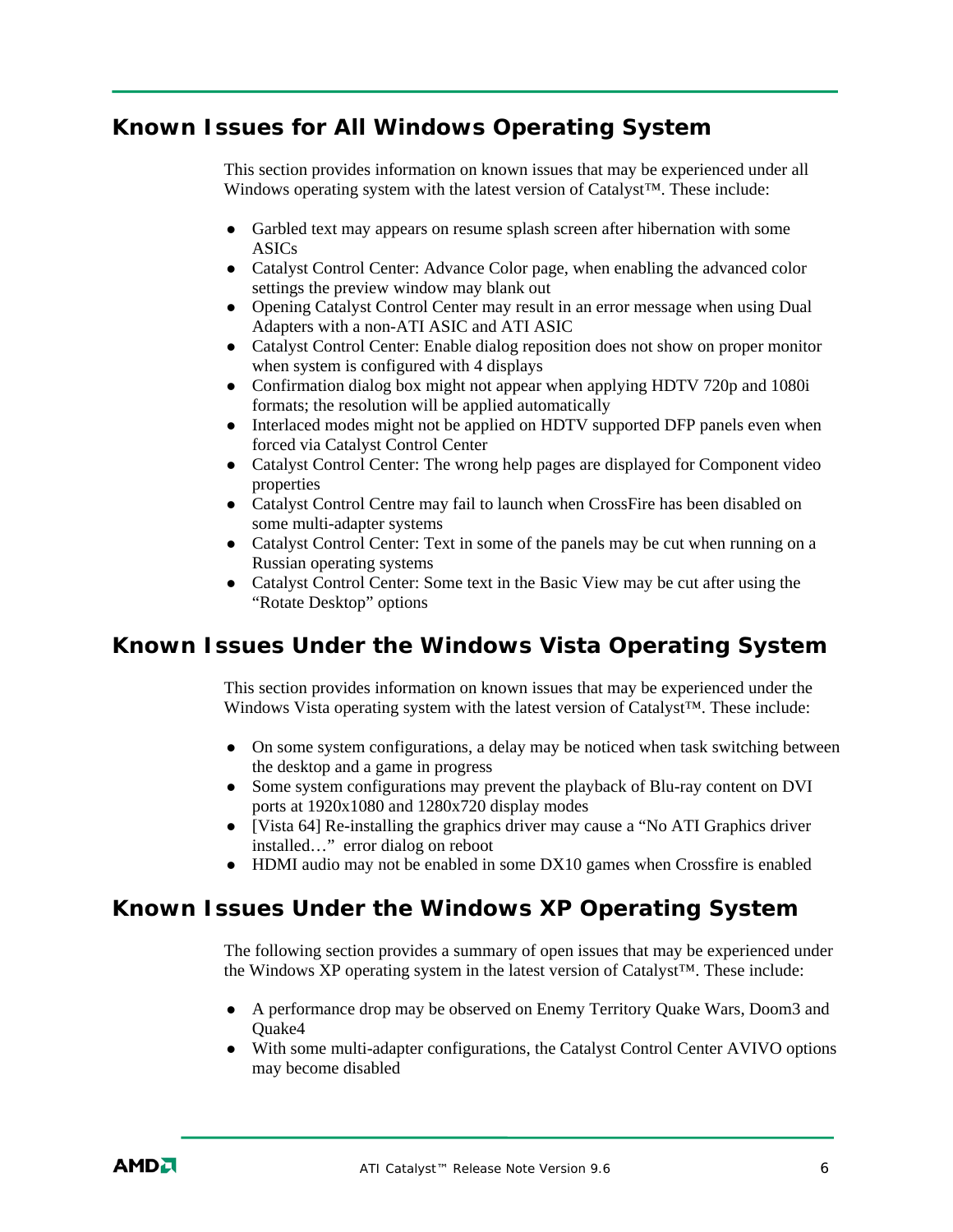## Known Issues for All Windows Operating System

This section provides information on known issues that may be experienced under all Windows operating system with the latest version of Catalyst™. These include:

- Garbled text may appears on resume splash screen after hibernation with some ASICs
- Catalyst Control Center: Advance Color page, when enabling the advanced color settings the preview window may blank out
- Opening Catalyst Control Center may result in an error message when using Dual Adapters with a non-ATI ASIC and ATI ASIC
- Catalyst Control Center: Enable dialog reposition does not show on proper monitor when system is configured with 4 displays
- Confirmation dialog box might not appear when applying HDTV 720p and 1080i formats; the resolution will be applied automatically
- Interlaced modes might not be applied on HDTV supported DFP panels even when forced via Catalyst Control Center
- Catalyst Control Center: The wrong help pages are displayed for Component video properties
- Catalyst Control Centre may fail to launch when CrossFire has been disabled on some multi-adapter systems
- Catalyst Control Center: Text in some of the panels may be cut when running on a Russian operating systems
- Catalyst Control Center: Some text in the Basic View may be cut after using the "Rotate Desktop" options

## Known Issues Under the Windows Vista Operating System

This section provides information on known issues that may be experienced under the Windows Vista operating system with the latest version of Catalyst™. These include:

- On some system configurations, a delay may be noticed when task switching between the desktop and a game in progress
- Some system configurations may prevent the playback of Blu-ray content on DVI ports at 1920x1080 and 1280x720 display modes
- [Vista 64] Re-installing the graphics driver may cause a "No ATI Graphics driver installed…" error dialog on reboot
- HDMI audio may not be enabled in some DX10 games when Crossfire is enabled

## Known Issues Under the Windows XP Operating System

The following section provides a summary of open issues that may be experienced under the Windows XP operating system in the latest version of Catalyst™. These include:

- A performance drop may be observed on Enemy Territory Quake Wars, Doom3 and Quake4
- With some multi-adapter configurations, the Catalyst Control Center AVIVO options may become disabled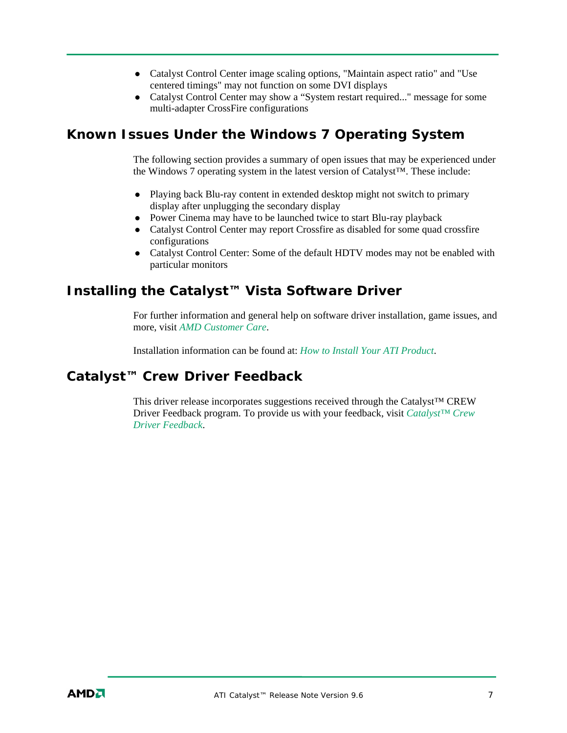- Catalyst Control Center image scaling options, "Maintain aspect ratio" and "Use centered timings" may not function on some DVI displays
- Catalyst Control Center may show a “System restart required..." message for some multi-adapter CrossFire configurations

## Known Issues Under the Windows 7 Operating System

The following section provides a summary of open issues that may be experienced under the Windows 7 operating system in the latest version of Catalyst™. These include:

- Playing back Blu-ray content in extended desktop might not switch to primary display after unplugging the secondary display
- Power Cinema may have to be launched twice to start Blu-ray playback
- Catalyst Control Center may report Crossfire as disabled for some quad crossfire configurations
- Catalyst Control Center: Some of the default HDTV modes may not be enabled with particular monitors

## Installing the Catalyst™ Vista Software Driver

For further information and general help on software driver installation, game issues, and more, visit *AMD Customer Care*.

Installation information can be found at: *How to Install Your ATI Product*.

## Catalyst™ Crew Driver Feedback

This driver release incorporates suggestions received through the Catalyst™ CREW Driver Feedback program. To provide us with your feedback, visit *Catalyst™ Crew Driver Feedback*.